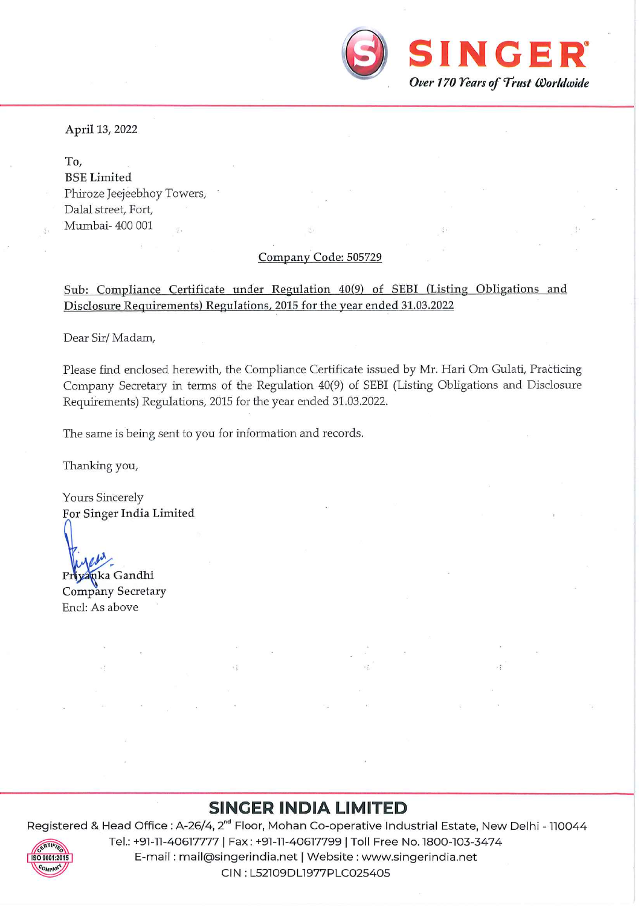**SINGER**®

*Over 170 Years of Trust Worldwide*

April 13, 2022

To,
BSE Limited
Phiroze Jeejeebhoy Towers,
Dalal street, Fort,
Mumbai- 400 001

<u>Company Code: 505729</u>

<u>Sub: Compliance Certificate under Regulation 40(9) of SEBI (Listing Obligations and Disclosure Requirements) Regulations, 2015 for the year ended 31.03.2022</u>

Dear Sir/ Madam,

Please find enclosed herewith, the Compliance Certificate issued by Mr. Hari Om Gulati, Practicing Company Secretary in terms of the Regulation 40(9) of SEBI (Listing Obligations and Disclosure Requirements) Regulations, 2015 for the year ended 31.03.2022.

The same is being sent to you for information and records.

Thanking you,

Yours Sincerely
For Singer India Limited

Priyanka Gandhi
Company Secretary
Encl: As above

**SINGER INDIA LIMITED**

Registered & Head Office : A-26/4, 2nd Floor, Mohan Co-operative Industrial Estate, New Delhi - 110044
Tel.: +91-11-40617777 | Fax : +91-11-40617799 | Toll Free No. 1800-103-3474
E-mail : mail@singerindia.net | Website : www.singerindia.net
CIN : L52109DL1977PLC025405

CERTIFIED ISO 9001:2015 COMPANY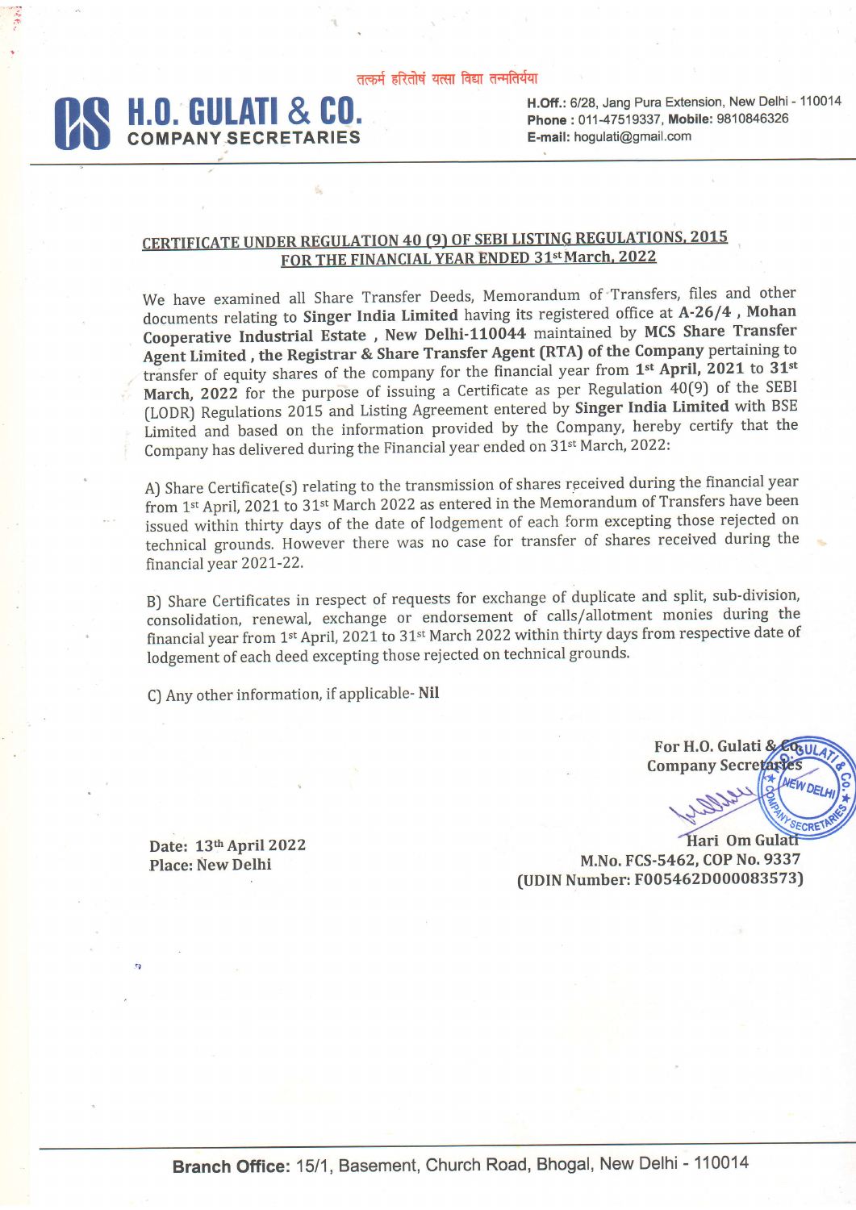तत्कर्म हरितोषं यत्सा विद्या तन्मतिर्यया

# H.O. GULATI & CO.
COMPANY SECRETARIES

**H.Off.:** 6/28, Jang Pura Extension, New Delhi - 110014
**Phone :** 011-47519337, **Mobile:** 9810846326
**E-mail:** hogulati@gmail.com

## CERTIFICATE UNDER REGULATION 40 (9) OF SEBI LISTING REGULATIONS, 2015 FOR THE FINANCIAL YEAR ENDED 31st March, 2022

We have examined all Share Transfer Deeds, Memorandum of Transfers, files and other documents relating to **Singer India Limited** having its registered office at **A-26/4 , Mohan Cooperative Industrial Estate , New Delhi-110044** maintained by **MCS Share Transfer Agent Limited , the Registrar & Share Transfer Agent (RTA) of the Company** pertaining to transfer of equity shares of the company for the financial year from **1st April, 2021** to **31st March, 2022** for the purpose of issuing a Certificate as per Regulation 40(9) of the SEBI (LODR) Regulations 2015 and Listing Agreement entered by **Singer India Limited** with BSE Limited and based on the information provided by the Company, hereby certify that the Company has delivered during the Financial year ended on 31st March, 2022:

A) Share Certificate(s) relating to the transmission of shares received during the financial year from 1st April, 2021 to 31st March 2022 as entered in the Memorandum of Transfers have been issued within thirty days of the date of lodgement of each form excepting those rejected on technical grounds. However there was no case for transfer of shares received during the financial year 2021-22.

B) Share Certificates in respect of requests for exchange of duplicate and split, sub-division, consolidation, renewal, exchange or endorsement of calls/allotment monies during the financial year from 1st April, 2021 to 31st March 2022 within thirty days from respective date of lodgement of each deed excepting those rejected on technical grounds.

C) Any other information, if applicable- **Nil**

**For H.O. Gulati & Co.**
**Company Secretaries**

**Hari Om Gulati**
**M.No. FCS-5462, COP No. 9337**
**(UDIN Number: F005462D000083573)**

**Date: 13th April 2022**
**Place: New Delhi**

**Branch Office:** 15/1, Basement, Church Road, Bhogal, New Delhi - 110014